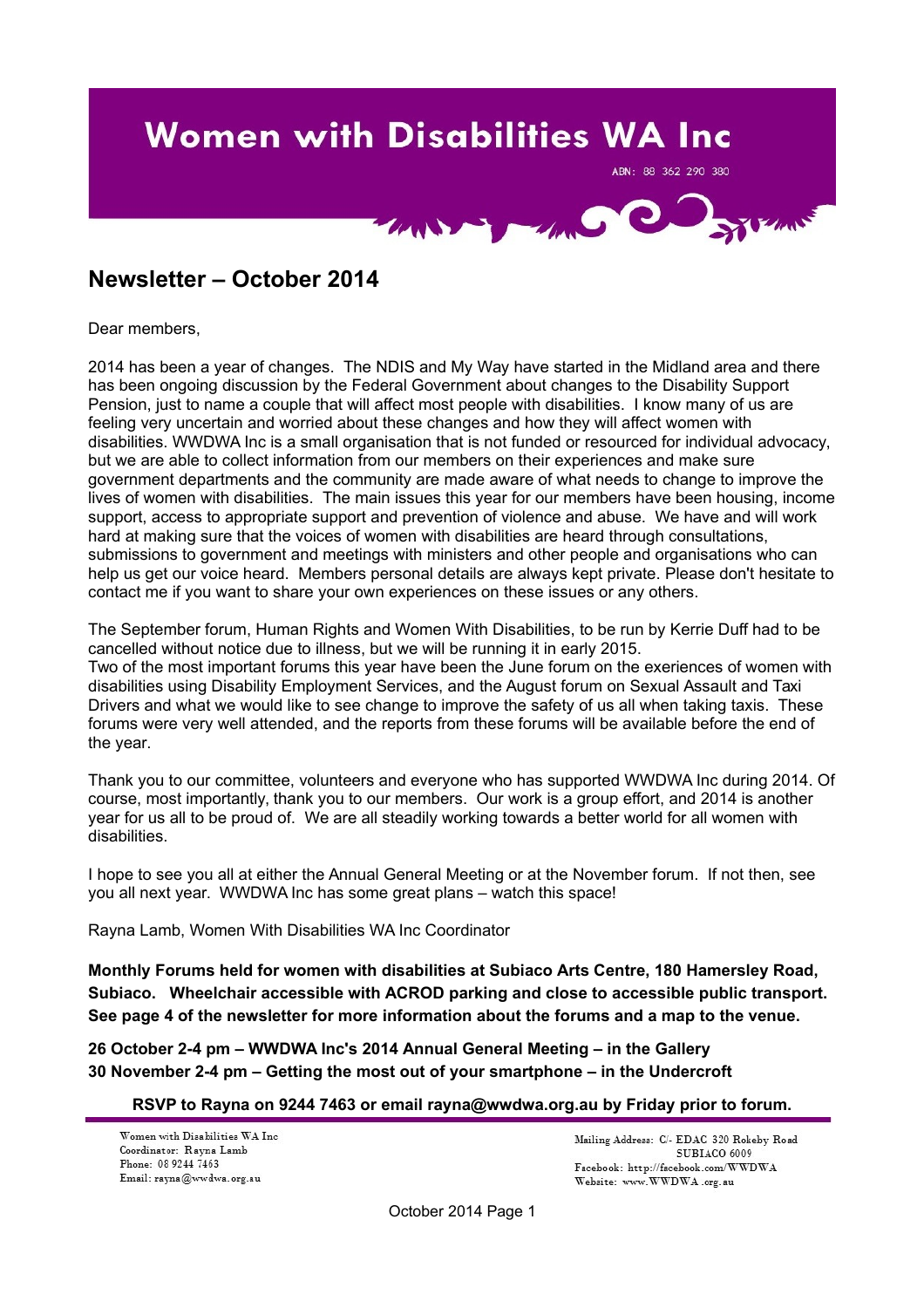# Women with Disabilities WA Inc

ABN: 88 362 290 380

## Newsletter – October 2014

Dear members,

2014 has been a year of changes. The NDIS and My Way have started in the Midland area and there has been ongoing discussion by the Federal Government about changes to the Disability Support Pension, just to name a couple that will affect most people with disabilities. I know many of us are feeling very uncertain and worried about these changes and how they will affect women with disabilities. WWDWA Inc is a small organisation that is not funded or resourced for individual advocacy, but we are able to collect information from our members on their experiences and make sure government departments and the community are made aware of what needs to change to improve the lives of women with disabilities. The main issues this year for our members have been housing, income support, access to appropriate support and prevention of violence and abuse. We have and will work hard at making sure that the voices of women with disabilities are heard through consultations, submissions to government and meetings with ministers and other people and organisations who can help us get our voice heard. Members personal details are always kept private. Please don't hesitate to contact me if you want to share your own experiences on these issues or any others.

The September forum, Human Rights and Women With Disabilities, to be run by Kerrie Duff had to be cancelled without notice due to illness, but we will be running it in early 2015.
Two of the most important forums this year have been the June forum on the exeriences of women with disabilities using Disability Employment Services, and the August forum on Sexual Assault and Taxi Drivers and what we would like to see change to improve the safety of us all when taking taxis. These forums were very well attended, and the reports from these forums will be available before the end of the year.

Thank you to our committee, volunteers and everyone who has supported WWDWA Inc during 2014. Of course, most importantly, thank you to our members. Our work is a group effort, and 2014 is another year for us all to be proud of. We are all steadily working towards a better world for all women with disabilities.

I hope to see you all at either the Annual General Meeting or at the November forum. If not then, see you all next year. WWDWA Inc has some great plans – watch this space!

Rayna Lamb, Women With Disabilities WA Inc Coordinator

**Monthly Forums held for women with disabilities at Subiaco Arts Centre, 180 Hamersley Road, Subiaco. Wheelchair accessible with ACROD parking and close to accessible public transport. See page 4 of the newsletter for more information about the forums and a map to the venue.**

**26 October 2-4 pm – WWDWA Inc's 2014 Annual General Meeting – in the Gallery**
**30 November 2-4 pm – Getting the most out of your smartphone – in the Undercroft**

**RSVP to Rayna on 9244 7463 or email rayna@wwdwa.org.au by Friday prior to forum.**

Women with Disabilities WA Inc
Coordinator: Rayna Lamb
Phone: 08 9244 7463
Email: rayna@wwdwa.org.au

Mailing Address: C/- EDAC 320 Rokeby Road
SUBIACO 6009
Facebook: http://facebook.com/WWDWA
Website: www.WWDWA.org.au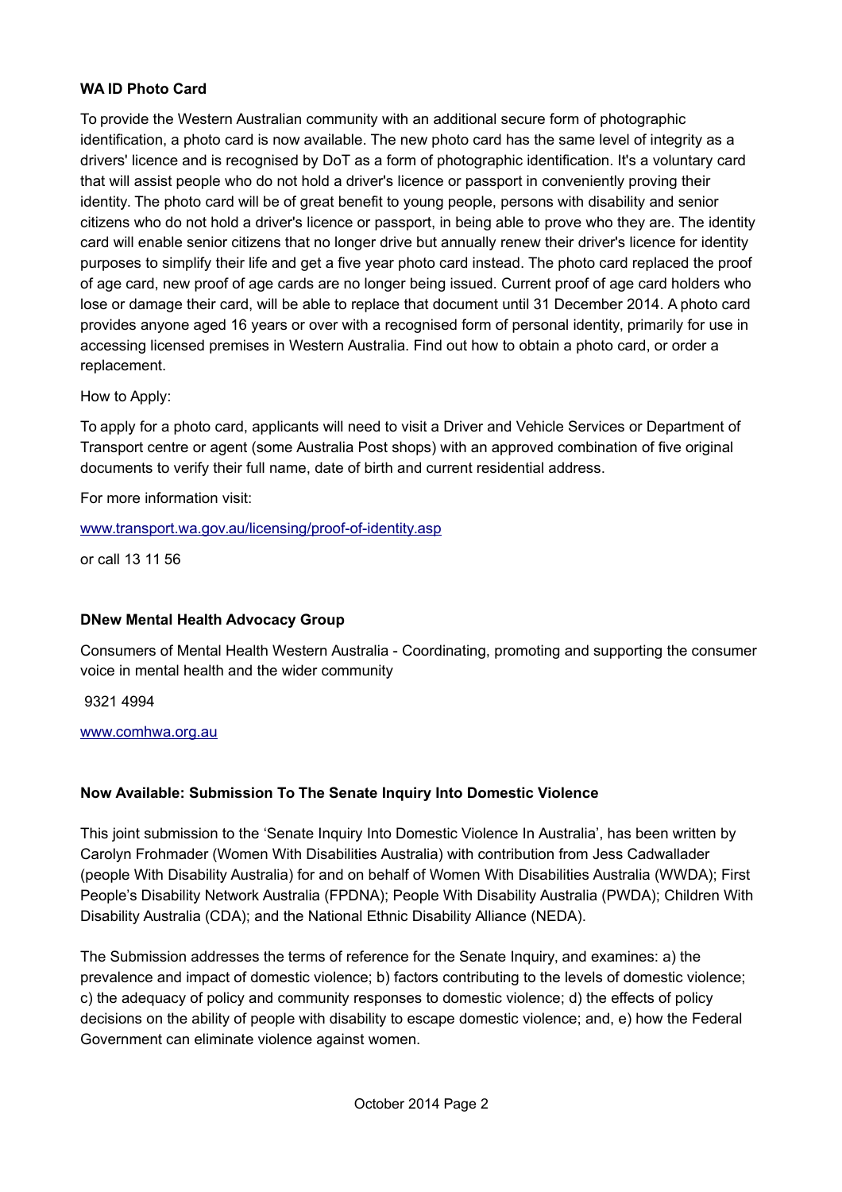**WA ID Photo Card**

To provide the Western Australian community with an additional secure form of photographic identification, a photo card is now available. The new photo card has the same level of integrity as a drivers' licence and is recognised by DoT as a form of photographic identification. It's a voluntary card that will assist people who do not hold a driver's licence or passport in conveniently proving their identity. The photo card will be of great benefit to young people, persons with disability and senior citizens who do not hold a driver's licence or passport, in being able to prove who they are. The identity card will enable senior citizens that no longer drive but annually renew their driver's licence for identity purposes to simplify their life and get a five year photo card instead. The photo card replaced the proof of age card, new proof of age cards are no longer being issued. Current proof of age card holders who lose or damage their card, will be able to replace that document until 31 December 2014. A photo card provides anyone aged 16 years or over with a recognised form of personal identity, primarily for use in accessing licensed premises in Western Australia. Find out how to obtain a photo card, or order a replacement.

How to Apply:

To apply for a photo card, applicants will need to visit a Driver and Vehicle Services or Department of Transport centre or agent (some Australia Post shops) with an approved combination of five original documents to verify their full name, date of birth and current residential address.

For more information visit:

www.transport.wa.gov.au/licensing/proof-of-identity.asp

or call 13 11 56

**DNew Mental Health Advocacy Group**

Consumers of Mental Health Western Australia - Coordinating, promoting and supporting the consumer voice in mental health and the wider community

9321 4994

www.comhwa.org.au

**Now Available: Submission To The Senate Inquiry Into Domestic Violence**

This joint submission to the 'Senate Inquiry Into Domestic Violence In Australia', has been written by Carolyn Frohmader (Women With Disabilities Australia) with contribution from Jess Cadwallader (people With Disability Australia) for and on behalf of Women With Disabilities Australia (WWDA); First People's Disability Network Australia (FPDNA); People With Disability Australia (PWDA); Children With Disability Australia (CDA); and the National Ethnic Disability Alliance (NEDA).

The Submission addresses the terms of reference for the Senate Inquiry, and examines: a) the prevalence and impact of domestic violence; b) factors contributing to the levels of domestic violence; c) the adequacy of policy and community responses to domestic violence; d) the effects of policy decisions on the ability of people with disability to escape domestic violence; and, e) how the Federal Government can eliminate violence against women.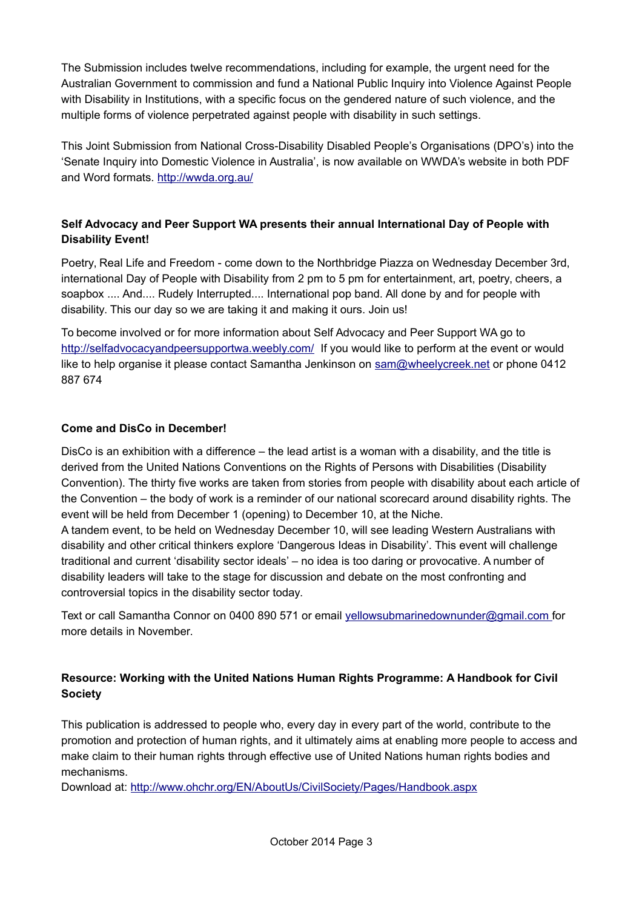The Submission includes twelve recommendations, including for example, the urgent need for the Australian Government to commission and fund a National Public Inquiry into Violence Against People with Disability in Institutions, with a specific focus on the gendered nature of such violence, and the multiple forms of violence perpetrated against people with disability in such settings.

This Joint Submission from National Cross-Disability Disabled People's Organisations (DPO's) into the 'Senate Inquiry into Domestic Violence in Australia', is now available on WWDA's website in both PDF and Word formats. http://wwda.org.au/

**Self Advocacy and Peer Support WA presents their annual International Day of People with Disability Event!**

Poetry, Real Life and Freedom - come down to the Northbridge Piazza on Wednesday December 3rd, international Day of People with Disability from 2 pm to 5 pm for entertainment, art, poetry, cheers, a soapbox .... And.... Rudely Interrupted.... International pop band. All done by and for people with disability. This our day so we are taking it and making it ours. Join us!

To become involved or for more information about Self Advocacy and Peer Support WA go to http://selfadvocacyandpeersupportwa.weebly.com/ If you would like to perform at the event or would like to help organise it please contact Samantha Jenkinson on sam@wheelycreek.net or phone 0412 887 674

**Come and DisCo in December!**

DisCo is an exhibition with a difference – the lead artist is a woman with a disability, and the title is derived from the United Nations Conventions on the Rights of Persons with Disabilities (Disability Convention). The thirty five works are taken from stories from people with disability about each article of the Convention – the body of work is a reminder of our national scorecard around disability rights. The event will be held from December 1 (opening) to December 10, at the Niche.
A tandem event, to be held on Wednesday December 10, will see leading Western Australians with disability and other critical thinkers explore 'Dangerous Ideas in Disability'. This event will challenge traditional and current 'disability sector ideals' – no idea is too daring or provocative. A number of disability leaders will take to the stage for discussion and debate on the most confronting and controversial topics in the disability sector today.

Text or call Samantha Connor on 0400 890 571 or email yellowsubmarinedownunder@gmail.com for more details in November.

**Resource: Working with the United Nations Human Rights Programme: A Handbook for Civil Society**

This publication is addressed to people who, every day in every part of the world, contribute to the promotion and protection of human rights, and it ultimately aims at enabling more people to access and make claim to their human rights through effective use of United Nations human rights bodies and mechanisms.
Download at: http://www.ohchr.org/EN/AboutUs/CivilSociety/Pages/Handbook.aspx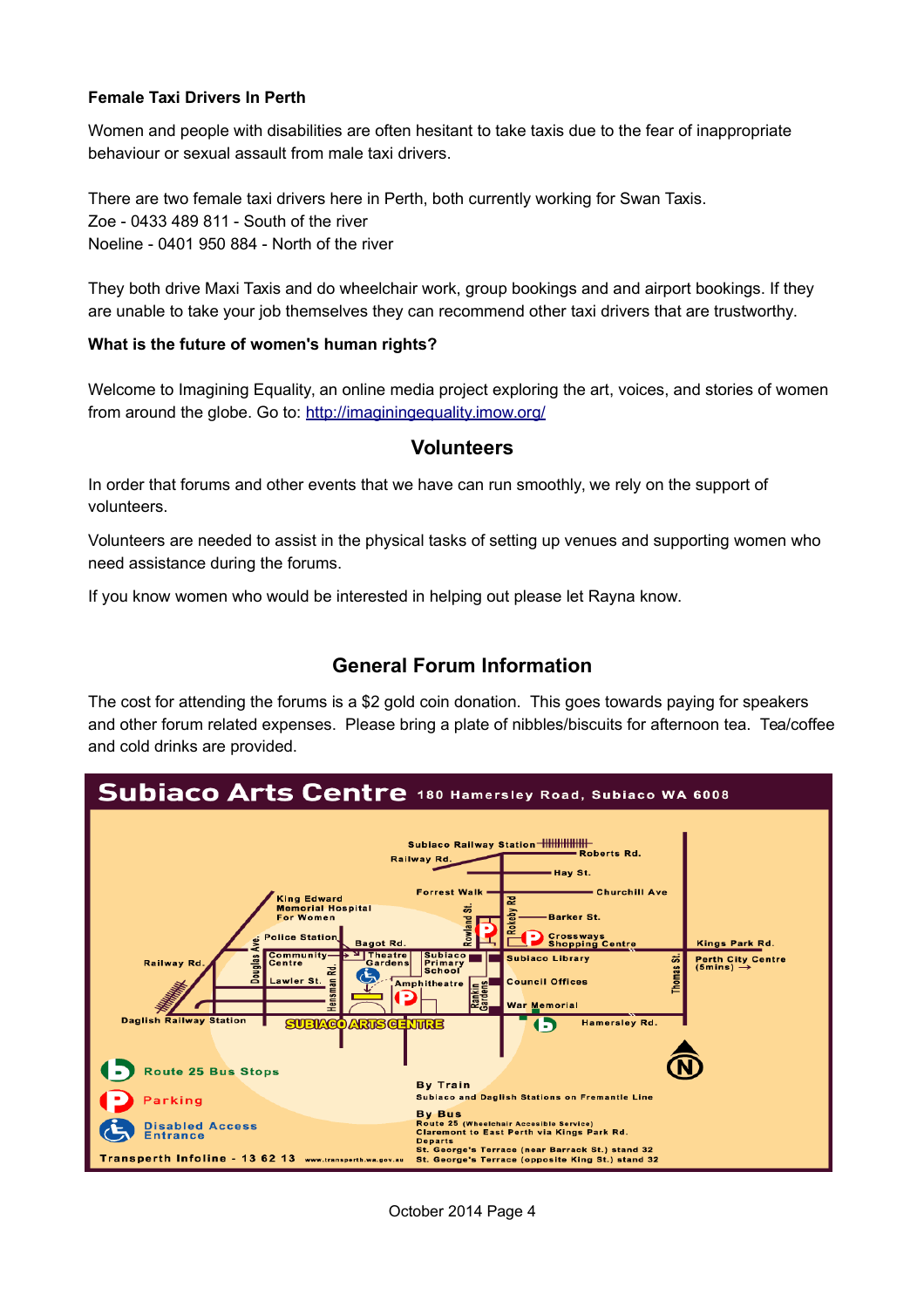**Female Taxi Drivers In Perth**

Women and people with disabilities are often hesitant to take taxis due to the fear of inappropriate behaviour or sexual assault from male taxi drivers.

There are two female taxi drivers here in Perth, both currently working for Swan Taxis.
Zoe - 0433 489 811 - South of the river
Noeline - 0401 950 884 - North of the river

They both drive Maxi Taxis and do wheelchair work, group bookings and and airport bookings. If they are unable to take your job themselves they can recommend other taxi drivers that are trustworthy.

**What is the future of women's human rights?**

Welcome to Imagining Equality, an online media project exploring the art, voices, and stories of women from around the globe. Go to: http://imaginingequality.imow.org/

## Volunteers

In order that forums and other events that we have can run smoothly, we rely on the support of volunteers.

Volunteers are needed to assist in the physical tasks of setting up venues and supporting women who need assistance during the forums.

If you know women who would be interested in helping out please let Rayna know.

## General Forum Information

The cost for attending the forums is a $2 gold coin donation. This goes towards paying for speakers and other forum related expenses. Please bring a plate of nibbles/biscuits for afternoon tea. Tea/coffee and cold drinks are provided.

**Subiaco Arts Centre** 180 Hamersley Road, Subiaco WA 6008

Route 25 Bus Stops
Parking
Disabled Access Entrance

Transperth Infoline - 13 62 13 www.transperth.wa.gov.au

By Train
Subiaco and Daglish Stations on Fremantle Line

By Bus
Route 25 (Wheelchair Accessible Service)
Claremont to East Perth via Kings Park Rd.
Departs
St. George's Terrace (near Barrack St.) stand 32
St. George's Terrace (opposite King St.) stand 32